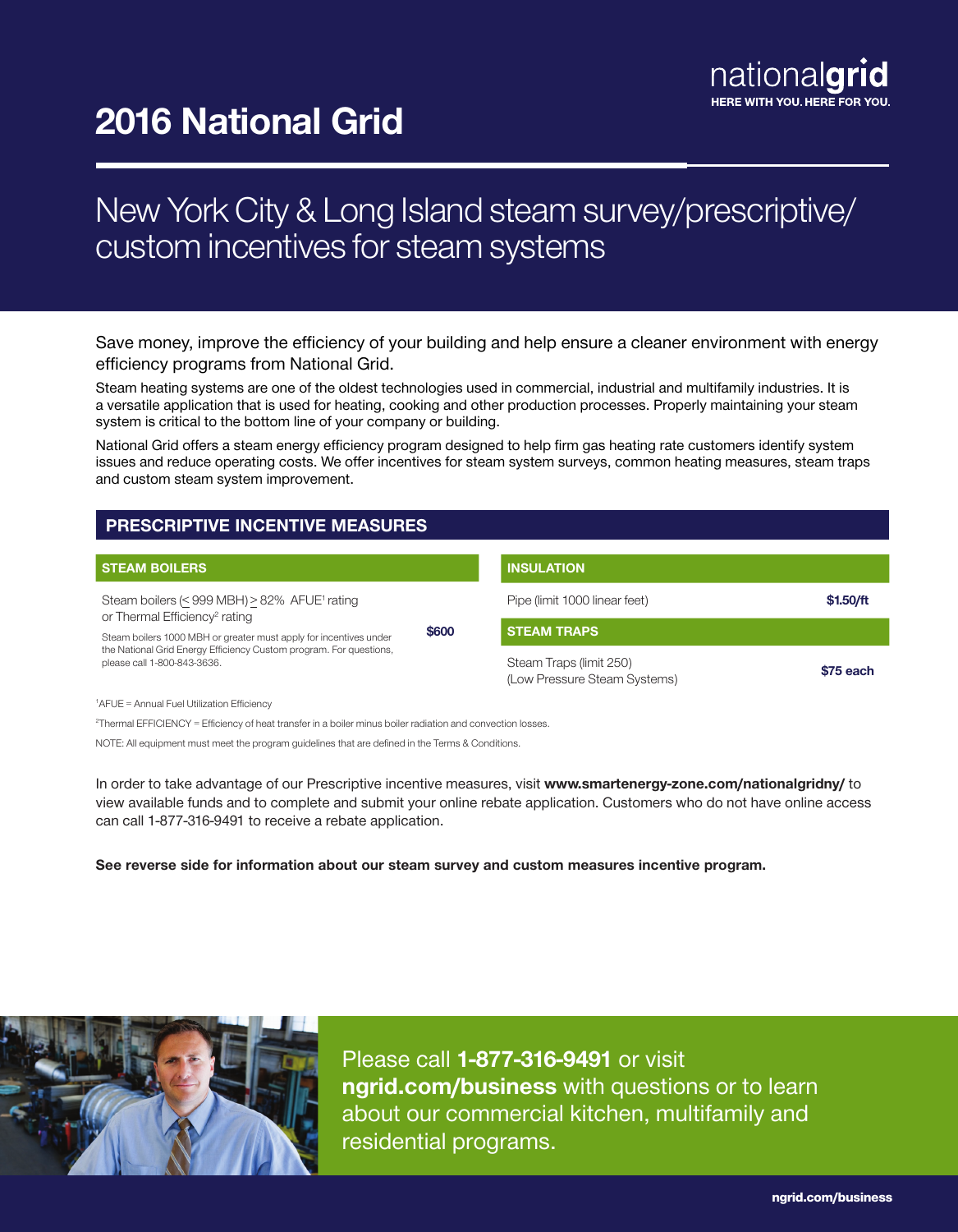nationalgrid

HERE WITH YOU. HERE FOR YOU.

# 2016 National Grid

## New York City & Long Island steam survey/prescriptive/custom incentives for steam systems

Save money, improve the efficiency of your building and help ensure a cleaner environment with energy efficiency programs from National Grid.

Steam heating systems are one of the oldest technologies used in commercial, industrial and multifamily industries. It is a versatile application that is used for heating, cooking and other production processes. Properly maintaining your steam system is critical to the bottom line of your company or building.

National Grid offers a steam energy efficiency program designed to help firm gas heating rate customers identify system issues and reduce operating costs. We offer incentives for steam system surveys, common heating measures, steam traps and custom steam system improvement.

## PRESCRIPTIVE INCENTIVE MEASURES

| STEAM BOILERS | |
|---|---|
| Steam boilers (≤ 999 MBH) ≥ 82% AFUE[1] rating or Thermal Efficiency[2] rating<br>Steam boilers 1000 MBH or greater must apply for incentives under the National Grid Energy Efficiency Custom program. For questions, please call 1-800-843-3636. | **$600** |

| INSULATION | |
|---|---|
| Pipe (limit 1000 linear feet) | **$1.50/ft** |
| **STEAM TRAPS** | |
| Steam Traps (limit 250)<br>(Low Pressure Steam Systems) | **$75 each** |

[1]AFUE = Annual Fuel Utilization Efficiency

[2]Thermal EFFICIENCY = Efficiency of heat transfer in a boiler minus boiler radiation and convection losses.

NOTE: All equipment must meet the program guidelines that are defined in the Terms & Conditions.

In order to take advantage of our Prescriptive incentive measures, visit **www.smartenergy-zone.com/nationalgridny/** to view available funds and to complete and submit your online rebate application. Customers who do not have online access can call 1-877-316-9491 to receive a rebate application.

**See reverse side for information about our steam survey and custom measures incentive program.**

Please call **1-877-316-9491** or visit **ngrid.com/business** with questions or to learn about our commercial kitchen, multifamily and residential programs.

ngrid.com/business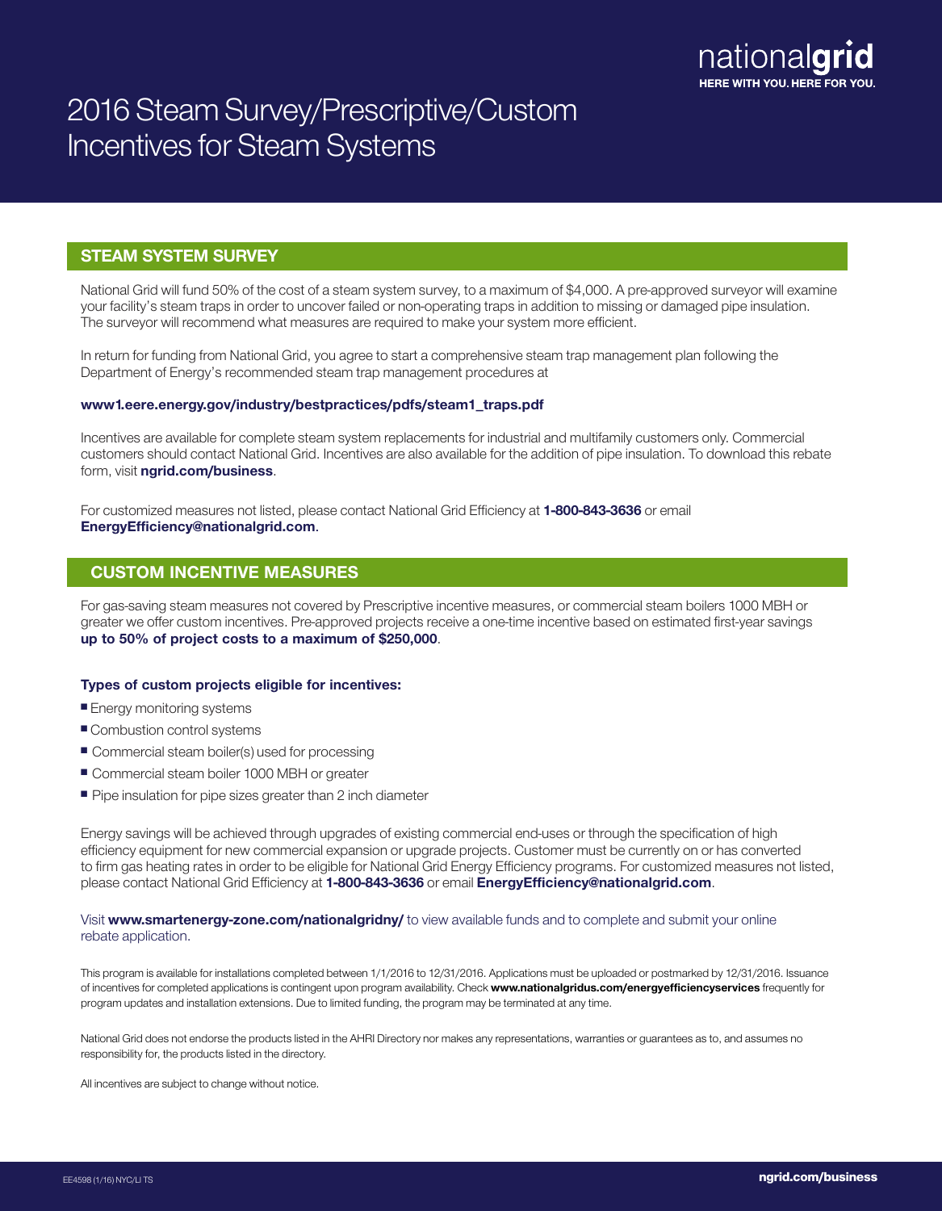# 2016 Steam Survey/Prescriptive/Custom Incentives for Steam Systems

## STEAM SYSTEM SURVEY

National Grid will fund 50% of the cost of a steam system survey, to a maximum of $4,000. A pre-approved surveyor will examine your facility's steam traps in order to uncover failed or non-operating traps in addition to missing or damaged pipe insulation. The surveyor will recommend what measures are required to make your system more efficient.

In return for funding from National Grid, you agree to start a comprehensive steam trap management plan following the Department of Energy's recommended steam trap management procedures at

**www1.eere.energy.gov/industry/bestpractices/pdfs/steam1_traps.pdf**

Incentives are available for complete steam system replacements for industrial and multifamily customers only. Commercial customers should contact National Grid. Incentives are also available for the addition of pipe insulation. To download this rebate form, visit **ngrid.com/business**.

For customized measures not listed, please contact National Grid Efficiency at **1-800-843-3636** or email **EnergyEfficiency@nationalgrid.com**.

## CUSTOM INCENTIVE MEASURES

For gas-saving steam measures not covered by Prescriptive incentive measures, or commercial steam boilers 1000 MBH or greater we offer custom incentives. Pre-approved projects receive a one-time incentive based on estimated first-year savings **up to 50% of project costs to a maximum of $250,000**.

**Types of custom projects eligible for incentives:**

- Energy monitoring systems
- Combustion control systems
- Commercial steam boiler(s) used for processing
- Commercial steam boiler 1000 MBH or greater
- Pipe insulation for pipe sizes greater than 2 inch diameter

Energy savings will be achieved through upgrades of existing commercial end-uses or through the specification of high efficiency equipment for new commercial expansion or upgrade projects. Customer must be currently on or has converted to firm gas heating rates in order to be eligible for National Grid Energy Efficiency programs. For customized measures not listed, please contact National Grid Efficiency at **1-800-843-3636** or email **EnergyEfficiency@nationalgrid.com**.

Visit **www.smartenergy-zone.com/nationalgridny/** to view available funds and to complete and submit your online rebate application.

This program is available for installations completed between 1/1/2016 to 12/31/2016. Applications must be uploaded or postmarked by 12/31/2016. Issuance of incentives for completed applications is contingent upon program availability. Check **www.nationalgridus.com/energyefficiencyservices** frequently for program updates and installation extensions. Due to limited funding, the program may be terminated at any time.

National Grid does not endorse the products listed in the AHRI Directory nor makes any representations, warranties or guarantees as to, and assumes no responsibility for, the products listed in the directory.

All incentives are subject to change without notice.

EE4598 (1/16) NYC/LI TS